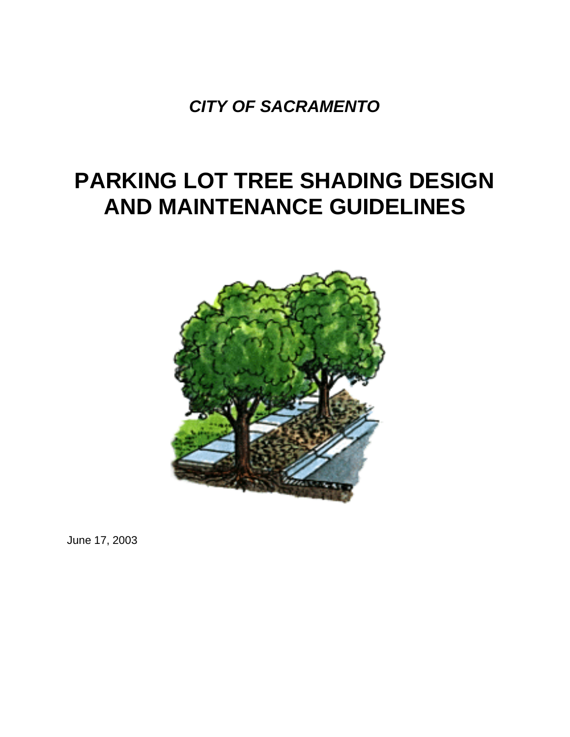*CITY OF SACRAMENTO*

# PARKING LOT TREE SHADING DESIGN AND MAINTENANCE GUIDELINES

June 17, 2003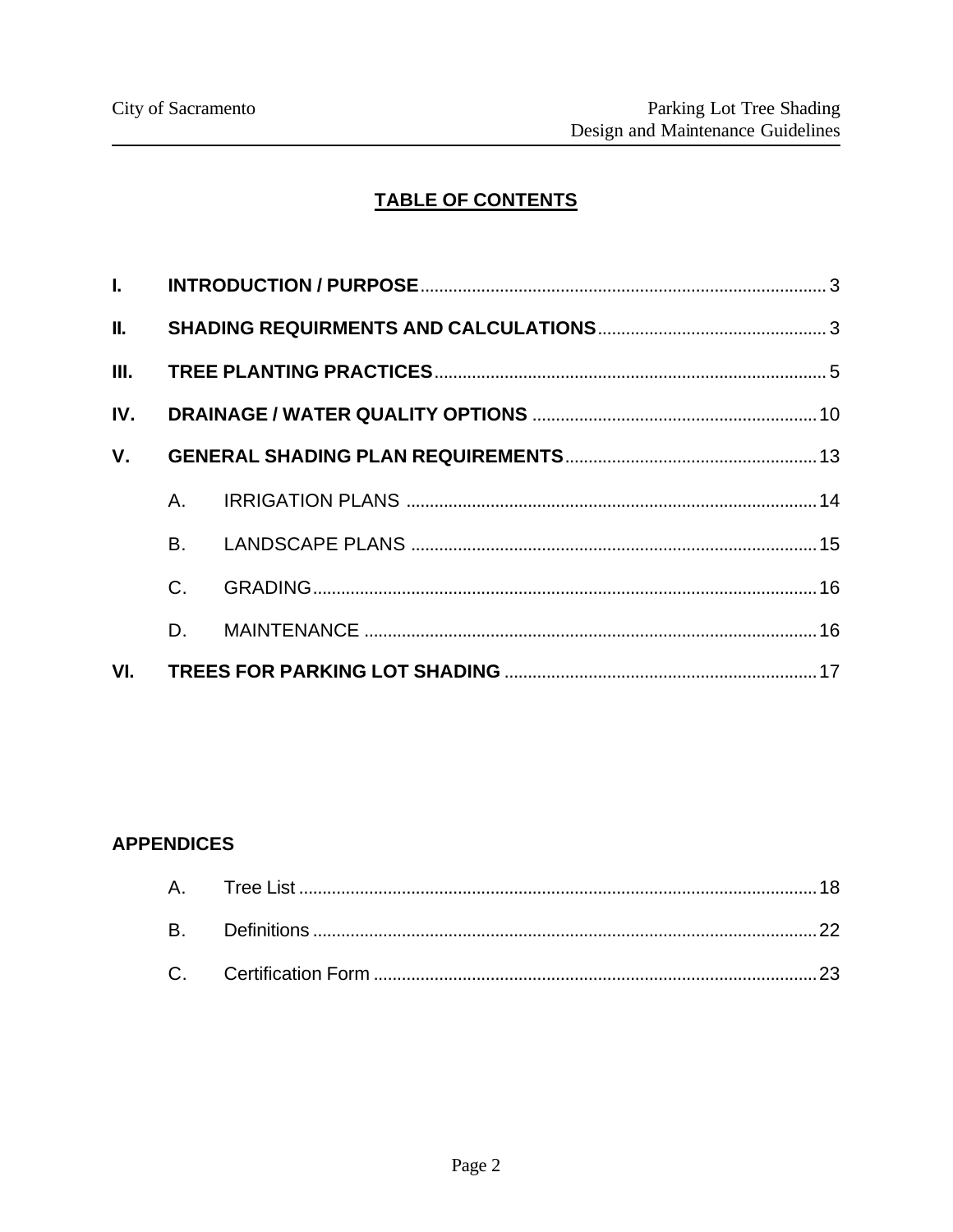## TABLE OF CONTENTS

| | | |
|---|---|---|
| **I.** | **INTRODUCTION / PURPOSE** | 3 |
| **II.** | **SHADING REQUIRMENTS AND CALCULATIONS** | 3 |
| **III.** | **TREE PLANTING PRACTICES** | 5 |
| **IV.** | **DRAINAGE / WATER QUALITY OPTIONS** | 10 |
| **V.** | **GENERAL SHADING PLAN REQUIREMENTS** | 13 |
| | A. IRRIGATION PLANS | 14 |
| | B. LANDSCAPE PLANS | 15 |
| | C. GRADING | 16 |
| | D. MAINTENANCE | 16 |
| **VI.** | **TREES FOR PARKING LOT SHADING** | 17 |

### APPENDICES

| | | |
|---|---|---|
| A. | Tree List | 18 |
| B. | Definitions | 22 |
| C. | Certification Form | 23 |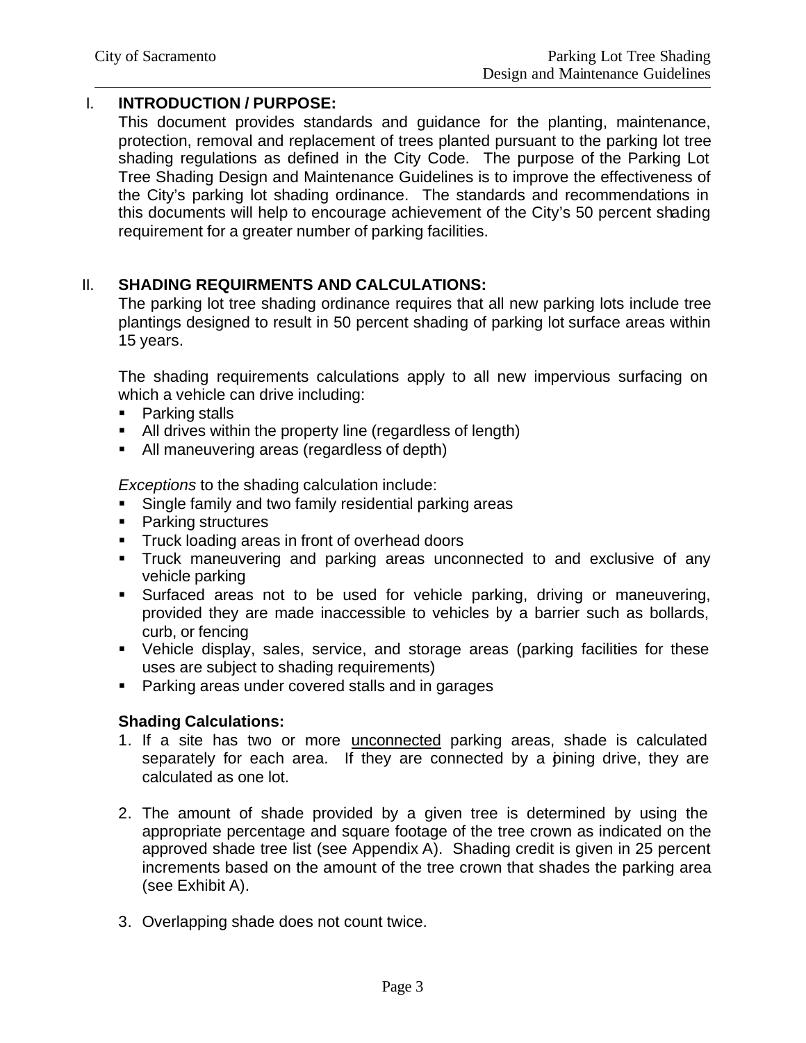## I. INTRODUCTION / PURPOSE:

This document provides standards and guidance for the planting, maintenance, protection, removal and replacement of trees planted pursuant to the parking lot tree shading regulations as defined in the City Code. The purpose of the Parking Lot Tree Shading Design and Maintenance Guidelines is to improve the effectiveness of the City's parking lot shading ordinance. The standards and recommendations in this documents will help to encourage achievement of the City's 50 percent shading requirement for a greater number of parking facilities.

## II. SHADING REQUIRMENTS AND CALCULATIONS:

The parking lot tree shading ordinance requires that all new parking lots include tree plantings designed to result in 50 percent shading of parking lot surface areas within 15 years.

The shading requirements calculations apply to all new impervious surfacing on which a vehicle can drive including:

- Parking stalls
- All drives within the property line (regardless of length)
- All maneuvering areas (regardless of depth)

*Exceptions* to the shading calculation include:

- Single family and two family residential parking areas
- Parking structures
- Truck loading areas in front of overhead doors
- Truck maneuvering and parking areas unconnected to and exclusive of any vehicle parking
- Surfaced areas not to be used for vehicle parking, driving or maneuvering, provided they are made inaccessible to vehicles by a barrier such as bollards, curb, or fencing
- Vehicle display, sales, service, and storage areas (parking facilities for these uses are subject to shading requirements)
- Parking areas under covered stalls and in garages

**Shading Calculations:**

1. If a site has two or more <u>unconnected</u> parking areas, shade is calculated separately for each area. If they are connected by a joining drive, they are calculated as one lot.

2. The amount of shade provided by a given tree is determined by using the appropriate percentage and square footage of the tree crown as indicated on the approved shade tree list (see Appendix A). Shading credit is given in 25 percent increments based on the amount of the tree crown that shades the parking area (see Exhibit A).

3. Overlapping shade does not count twice.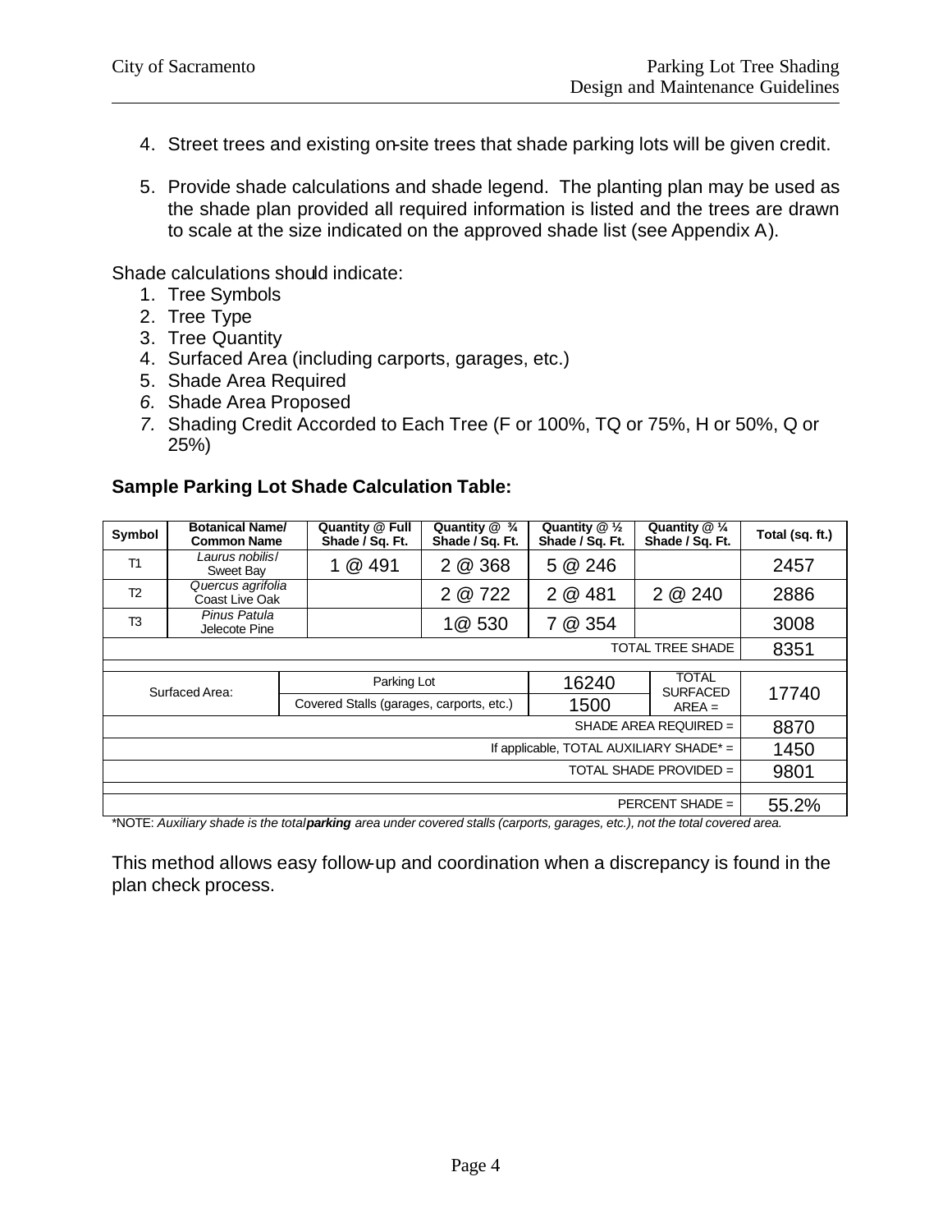4. Street trees and existing on-site trees that shade parking lots will be given credit.

5. Provide shade calculations and shade legend. The planting plan may be used as the shade plan provided all required information is listed and the trees are drawn to scale at the size indicated on the approved shade list (see Appendix A).

Shade calculations should indicate:

1. Tree Symbols
2. Tree Type
3. Tree Quantity
4. Surfaced Area (including carports, garages, etc.)
5. Shade Area Required
6. Shade Area Proposed
7. Shading Credit Accorded to Each Tree (F or 100%, TQ or 75%, H or 50%, Q or 25%)

**Sample Parking Lot Shade Calculation Table:**

| Symbol | Botanical Name/ Common Name | Quantity @ Full Shade / Sq. Ft. | Quantity @ ¾ Shade / Sq. Ft. | Quantity @ ½ Shade / Sq. Ft. | Quantity @ ¼ Shade / Sq. Ft. | Total (sq. ft.) |
|---|---|---|---|---|---|---|
| T1 | *Laurus nobilis*/ Sweet Bay | 1 @ 491 | 2 @ 368 | 5 @ 246 | | 2457 |
| T2 | *Quercus agrifolia* Coast Live Oak | | 2 @ 722 | 2 @ 481 | 2 @ 240 | 2886 |
| T3 | *Pinus Patula* Jelecote Pine | | 1@ 530 | 7 @ 354 | | 3008 |
| | | | | | TOTAL TREE SHADE | 8351 |
| Surfaced Area: | Parking Lot | | | 16240 | TOTAL SURFACED AREA = | 17740 |
| | Covered Stalls (garages, carports, etc.) | | | 1500 | | |
| | | | | | SHADE AREA REQUIRED = | 8870 |
| | | | | | If applicable, TOTAL AUXILIARY SHADE* = | 1450 |
| | | | | | TOTAL SHADE PROVIDED = | 9801 |
| | | | | | PERCENT SHADE = | 55.2% |

*NOTE: *Auxiliary shade is the total **parking** area under covered stalls (carports, garages, etc.), not the total covered area.*

This method allows easy follow-up and coordination when a discrepancy is found in the plan check process.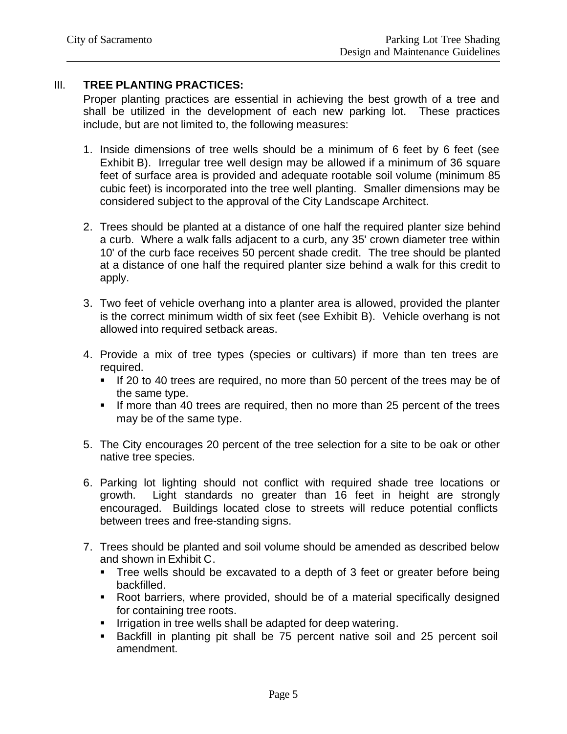## III. TREE PLANTING PRACTICES:

Proper planting practices are essential in achieving the best growth of a tree and shall be utilized in the development of each new parking lot. These practices include, but are not limited to, the following measures:

1. Inside dimensions of tree wells should be a minimum of 6 feet by 6 feet (see Exhibit B). Irregular tree well design may be allowed if a minimum of 36 square feet of surface area is provided and adequate rootable soil volume (minimum 85 cubic feet) is incorporated into the tree well planting. Smaller dimensions may be considered subject to the approval of the City Landscape Architect.

2. Trees should be planted at a distance of one half the required planter size behind a curb. Where a walk falls adjacent to a curb, any 35' crown diameter tree within 10' of the curb face receives 50 percent shade credit. The tree should be planted at a distance of one half the required planter size behind a walk for this credit to apply.

3. Two feet of vehicle overhang into a planter area is allowed, provided the planter is the correct minimum width of six feet (see Exhibit B). Vehicle overhang is not allowed into required setback areas.

4. Provide a mix of tree types (species or cultivars) if more than ten trees are required.
   - If 20 to 40 trees are required, no more than 50 percent of the trees may be of the same type.
   - If more than 40 trees are required, then no more than 25 percent of the trees may be of the same type.

5. The City encourages 20 percent of the tree selection for a site to be oak or other native tree species.

6. Parking lot lighting should not conflict with required shade tree locations or growth. Light standards no greater than 16 feet in height are strongly encouraged. Buildings located close to streets will reduce potential conflicts between trees and free-standing signs.

7. Trees should be planted and soil volume should be amended as described below and shown in Exhibit C.
   - Tree wells should be excavated to a depth of 3 feet or greater before being backfilled.
   - Root barriers, where provided, should be of a material specifically designed for containing tree roots.
   - Irrigation in tree wells shall be adapted for deep watering.
   - Backfill in planting pit shall be 75 percent native soil and 25 percent soil amendment.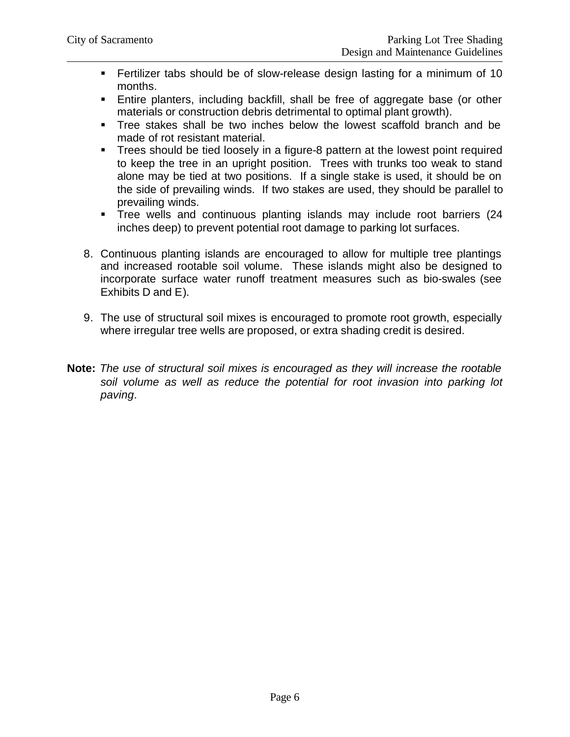- Fertilizer tabs should be of slow-release design lasting for a minimum of 10 months.
- Entire planters, including backfill, shall be free of aggregate base (or other materials or construction debris detrimental to optimal plant growth).
- Tree stakes shall be two inches below the lowest scaffold branch and be made of rot resistant material.
- Trees should be tied loosely in a figure-8 pattern at the lowest point required to keep the tree in an upright position. Trees with trunks too weak to stand alone may be tied at two positions. If a single stake is used, it should be on the side of prevailing winds. If two stakes are used, they should be parallel to prevailing winds.
- Tree wells and continuous planting islands may include root barriers (24 inches deep) to prevent potential root damage to parking lot surfaces.

8. Continuous planting islands are encouraged to allow for multiple tree plantings and increased rootable soil volume. These islands might also be designed to incorporate surface water runoff treatment measures such as bio-swales (see Exhibits D and E).

9. The use of structural soil mixes is encouraged to promote root growth, especially where irregular tree wells are proposed, or extra shading credit is desired.

**Note:** *The use of structural soil mixes is encouraged as they will increase the rootable soil volume as well as reduce the potential for root invasion into parking lot paving*.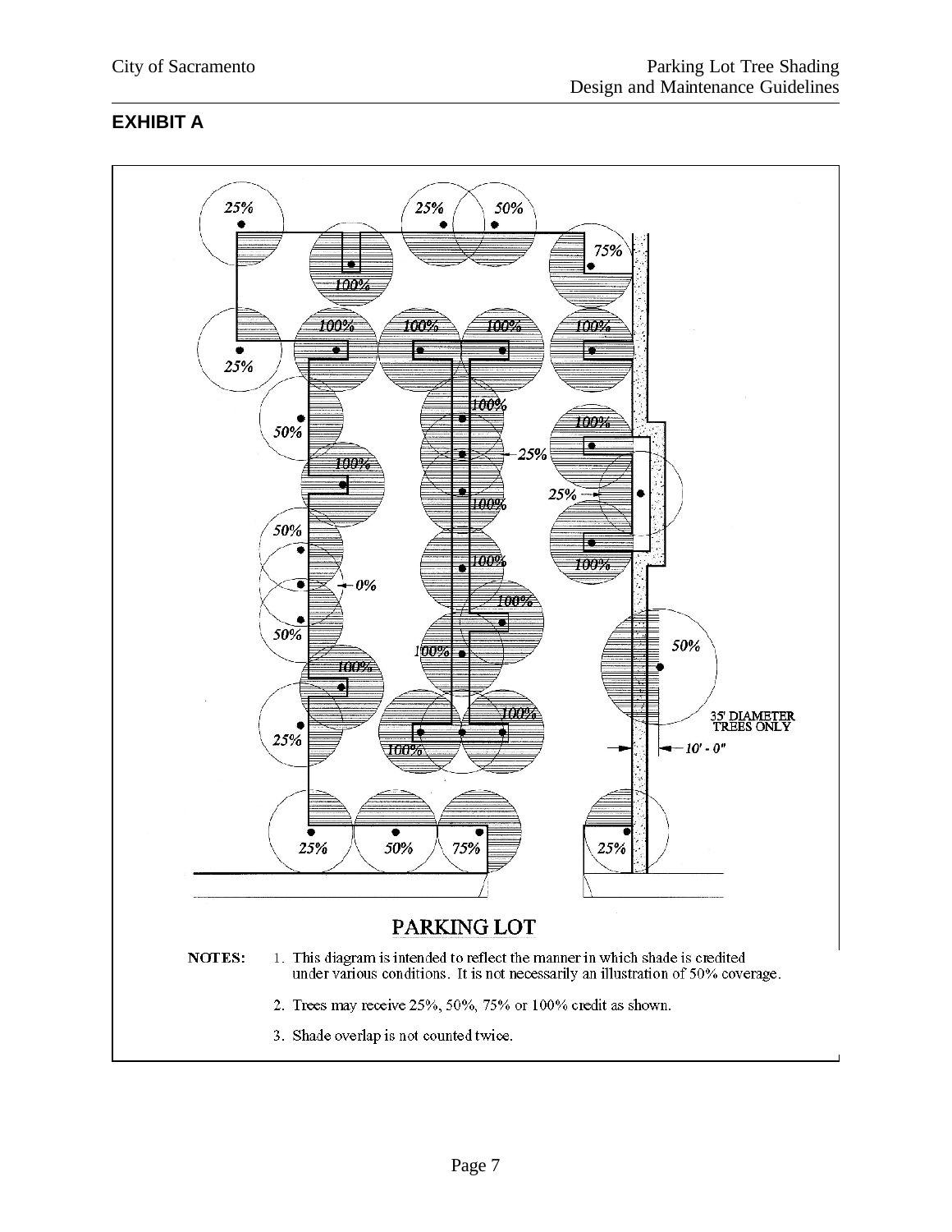**EXHIBIT A**

PARKING LOT

NOTES:

1. This diagram is intended to reflect the manner in which shade is credited under various conditions. It is not necessarily an illustration of 50% coverage.
2. Trees may receive 25%, 50%, 75% or 100% credit as shown.
3. Shade overlap is not counted twice.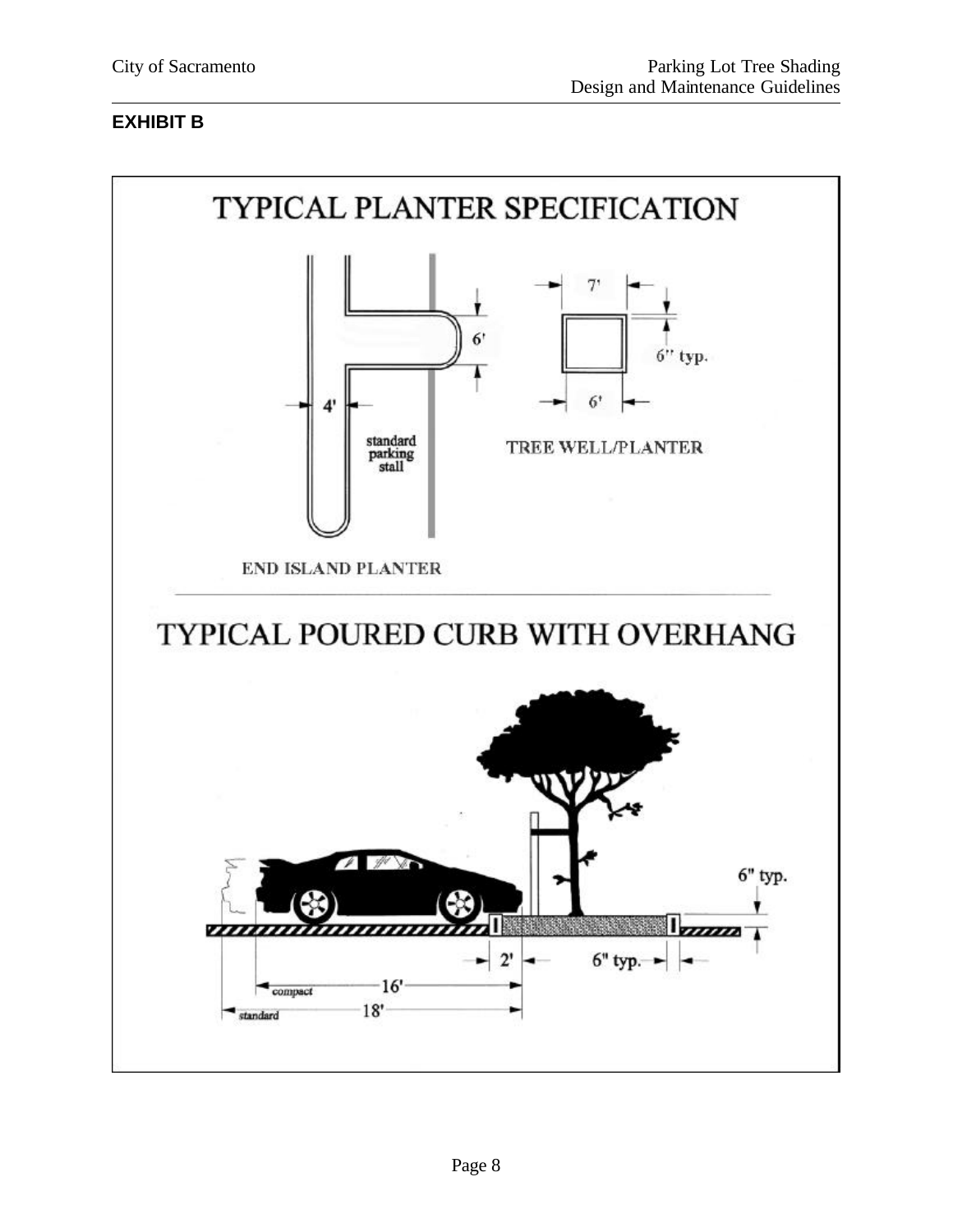**EXHIBIT B**

TYPICAL PLANTER SPECIFICATION

4'

6'

standard parking stall

END ISLAND PLANTER

7'

6" typ.

6'

TREE WELL/PLANTER

TYPICAL POURED CURB WITH OVERHANG

6" typ.

2'

6" typ.

compact 16'

standard 18'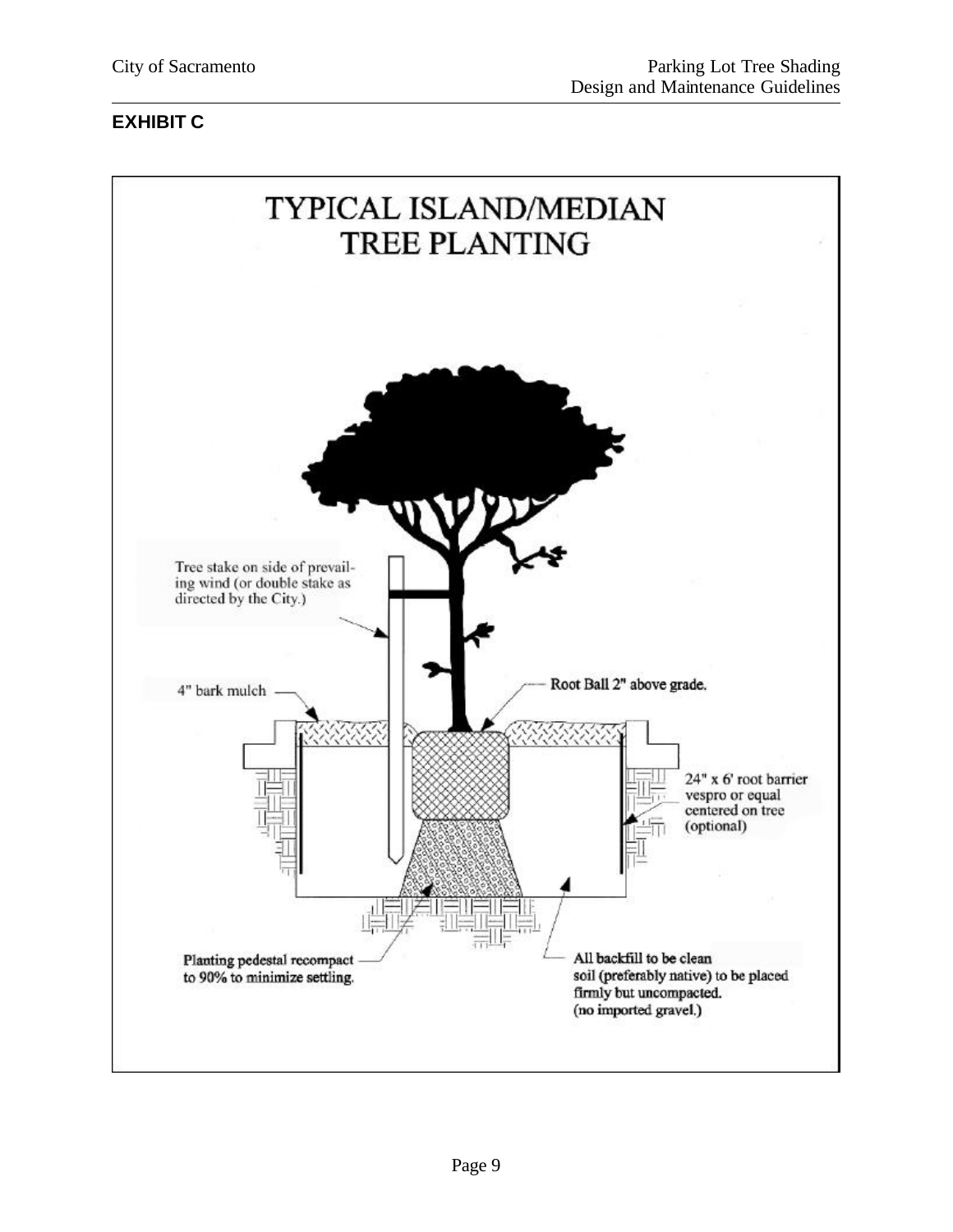## EXHIBIT C

# TYPICAL ISLAND/MEDIAN TREE PLANTING

Tree stake on side of prevailing wind (or double stake as directed by the City.)

4" bark mulch

Root Ball 2" above grade.

24" x 6' root barrier vespro or equal centered on tree (optional)

Planting pedestal recompact to 90% to minimize settling.

All backfill to be clean soil (preferably native) to be placed firmly but uncompacted. (no imported gravel.)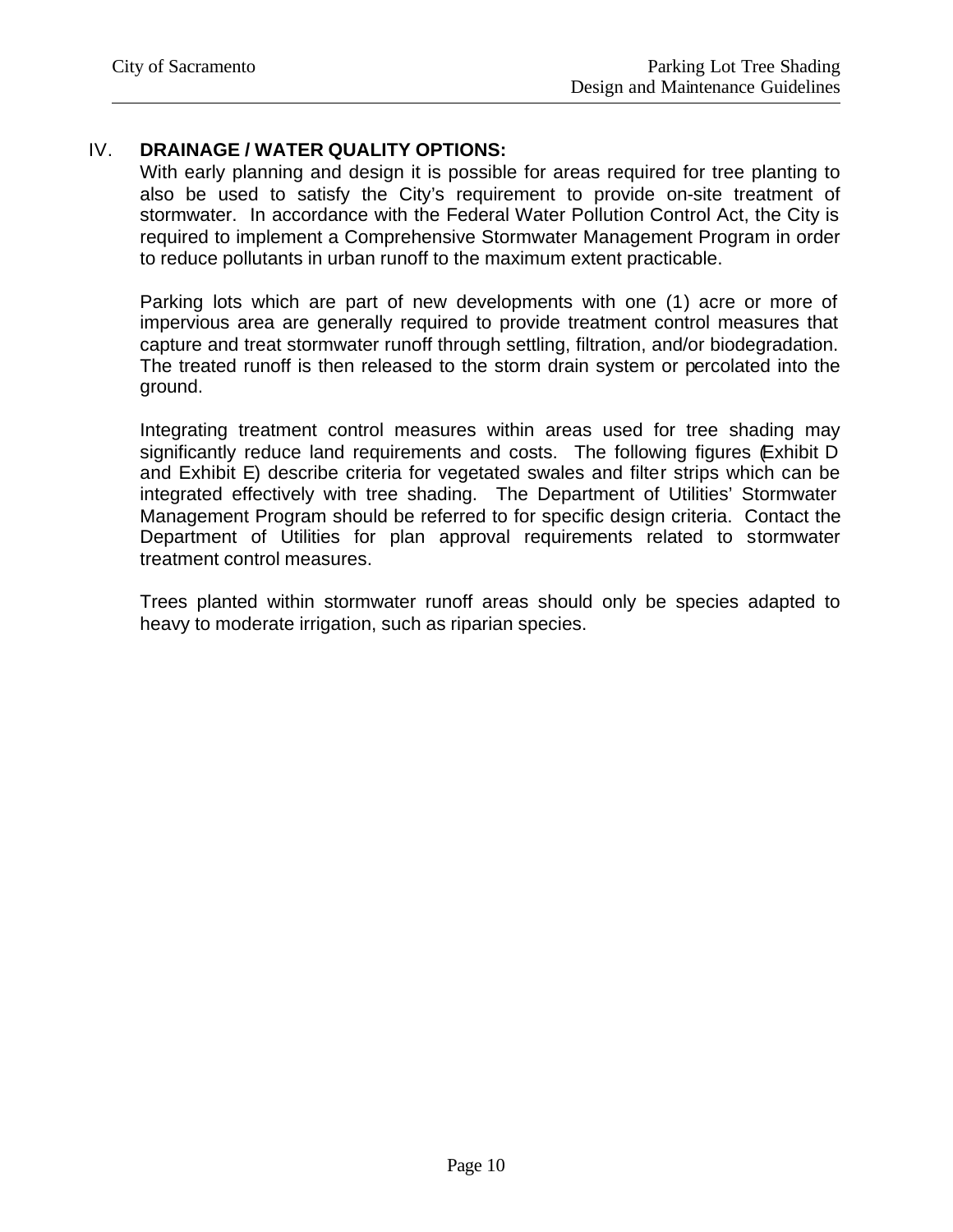## IV. DRAINAGE / WATER QUALITY OPTIONS:

With early planning and design it is possible for areas required for tree planting to also be used to satisfy the City's requirement to provide on-site treatment of stormwater. In accordance with the Federal Water Pollution Control Act, the City is required to implement a Comprehensive Stormwater Management Program in order to reduce pollutants in urban runoff to the maximum extent practicable.

Parking lots which are part of new developments with one (1) acre or more of impervious area are generally required to provide treatment control measures that capture and treat stormwater runoff through settling, filtration, and/or biodegradation. The treated runoff is then released to the storm drain system or percolated into the ground.

Integrating treatment control measures within areas used for tree shading may significantly reduce land requirements and costs. The following figures (Exhibit D and Exhibit E) describe criteria for vegetated swales and filter strips which can be integrated effectively with tree shading. The Department of Utilities' Stormwater Management Program should be referred to for specific design criteria. Contact the Department of Utilities for plan approval requirements related to stormwater treatment control measures.

Trees planted within stormwater runoff areas should only be species adapted to heavy to moderate irrigation, such as riparian species.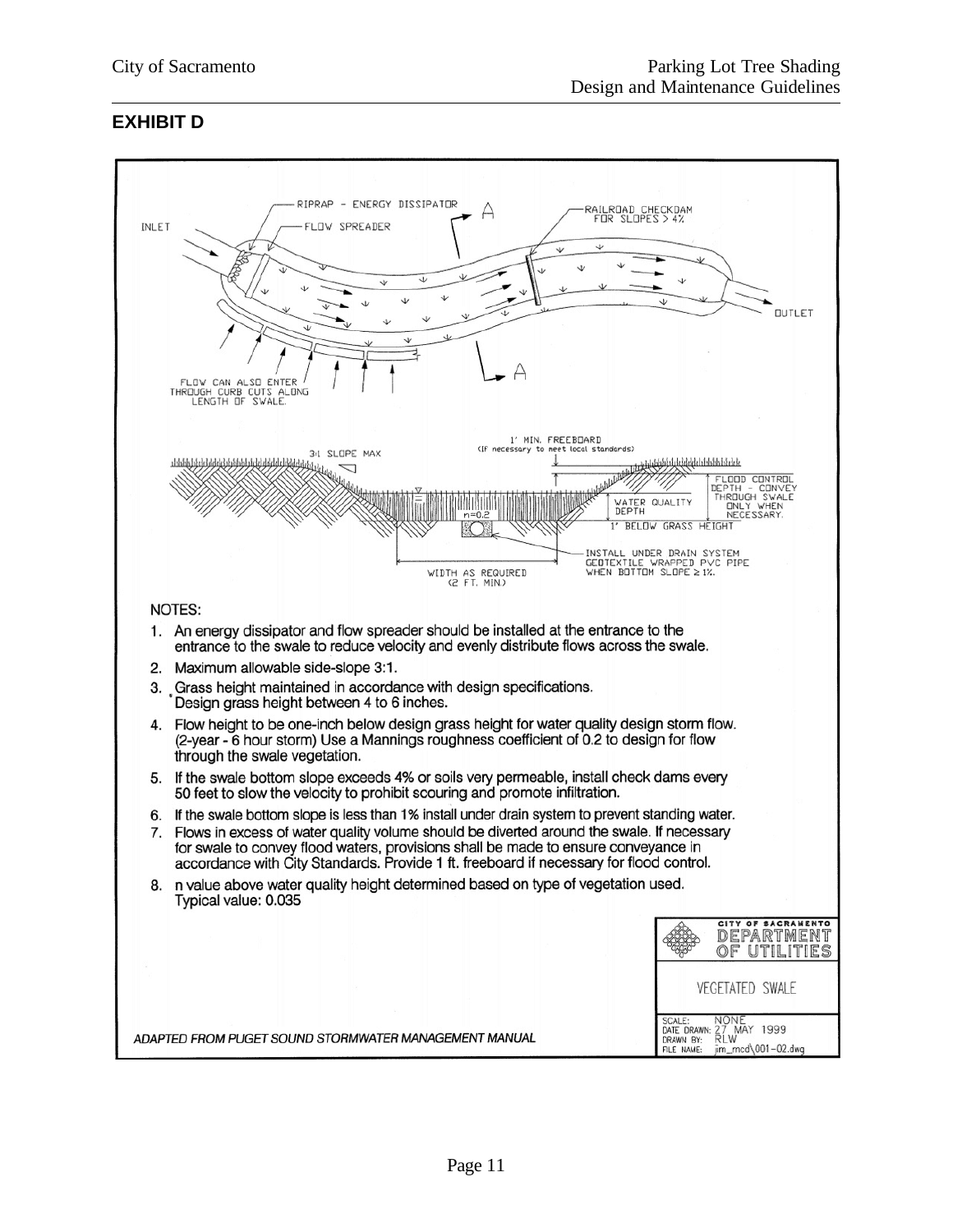## EXHIBIT D

RIPRAP - ENERGY DISSIPATOR

A

RAILROAD CHECKDAM FOR SLOPES > 4%

INLET

FLOW SPREADER

OUTLET

FLOW CAN ALSO ENTER THROUGH CURB CUTS ALONG LENGTH OF SWALE.

A

1' MIN. FREEBOARD (If necessary to meet local standards)

3:1 SLOPE MAX

FLOOD CONTROL DEPTH - CONVEY THROUGH SWALE ONLY WHEN NECESSARY.

WATER QUALITY DEPTH

n=0.2

1" BELOW GRASS HEIGHT

INSTALL UNDER DRAIN SYSTEM GEOTEXTILE WRAPPED PVC PIPE WHEN BOTTOM SLOPE ≥ 1%.

WIDTH AS REQUIRED (2 FT. MIN)

NOTES:

1. An energy dissipator and flow spreader should be installed at the entrance to the entrance to the swale to reduce velocity and evenly distribute flows across the swale.
2. Maximum allowable side-slope 3:1.
3. Grass height maintained in accordance with design specifications. Design grass height between 4 to 6 inches.
4. Flow height to be one-inch below design grass height for water quality design storm flow. (2-year - 6 hour storm) Use a Mannings roughness coefficient of 0.2 to design for flow through the swale vegetation.
5. If the swale bottom slope exceeds 4% or soils very permeable, install check dams every 50 feet to slow the velocity to prohibit scouring and promote infiltration.
6. If the swale bottom slope is less than 1% install under drain system to prevent standing water.
7. Flows in excess of water quality volume should be diverted around the swale. If necessary for swale to convey flood waters, provisions shall be made to ensure conveyance in accordance with City Standards. Provide 1 ft. freeboard if necessary for flood control.
8. n value above water quality height determined based on type of vegetation used. Typical value: 0.035

CITY OF SACRAMENTO DEPARTMENT OF UTILITIES

VEGETATED SWALE

SCALE: NONE
DATE DRAWN: 27 MAY 1999
DRAWN BY: RLW
FILE NAME: jim_mcd\001-02.dwg

*ADAPTED FROM PUGET SOUND STORMWATER MANAGEMENT MANUAL*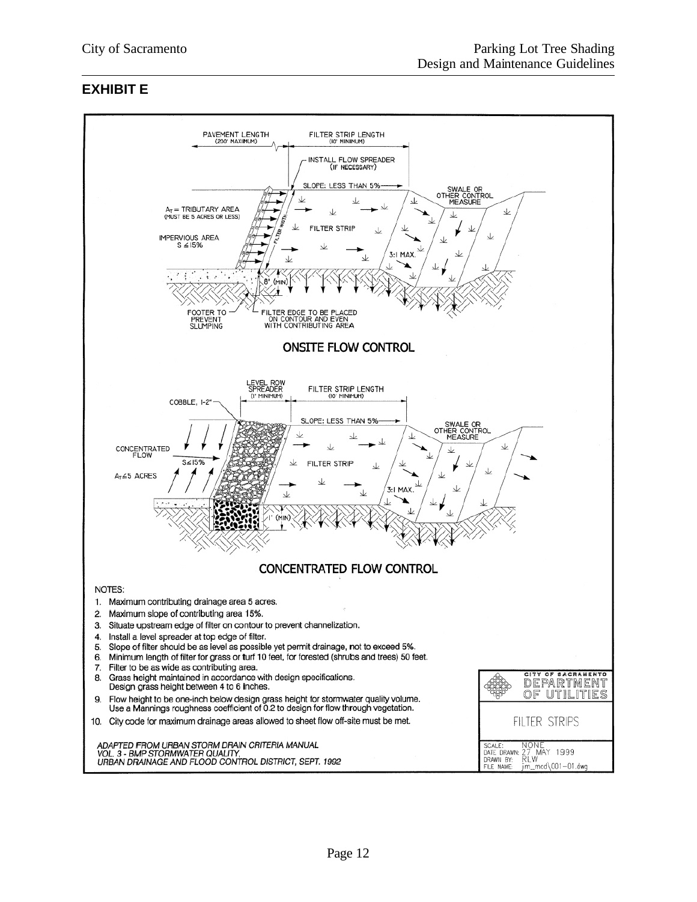## EXHIBIT E

PAVEMENT LENGTH (200' MAXIMUM)

FILTER STRIP LENGTH (10' MINIMUM)

INSTALL FLOW SPREADER (IF NECESSARY)

SLOPE: LESS THAN 5%

SWALE OR OTHER CONTROL MEASURE

$A_T$ = TRIBUTARY AREA (MUST BE 5 ACRES OR LESS)

FILTER WIDTH

FILTER STRIP

IMPERVIOUS AREA $S \leq 15\%$

3:1 MAX.

8" (MIN)

FOOTER TO PREVENT SLUMPING

FILTER EDGE TO BE PLACED ON CONTOUR AND EVEN WITH CONTRIBUTING AREA

**ONSITE FLOW CONTROL**

LEVEL ROW SPREADER (1' MINIMUM)

FILTER STRIP LENGTH (10' MINIMUM)

COBBLE, 1-2"

SLOPE: LESS THAN 5%

SWALE OR OTHER CONTROL MEASURE

CONCENTRATED FLOW

$S \leq 15\%$

$A_T \leq 5$ ACRES

FILTER STRIP

3:1 MAX.

1' (MIN)

**CONCENTRATED FLOW CONTROL**

NOTES:

1. Maximum contributing drainage area 5 acres.
2. Maximum slope of contributing area 15%.
3. Situate upstream edge of filter on contour to prevent channelization.
4. Install a level spreader at top edge of filter.
5. Slope of filter should be as level as possible yet permit drainage, not to exceed 5%.
6. Minimum length of filter for grass or turf 10 feet, for forested (shrubs and trees) 50 feet.
7. Filter to be as wide as contributing area.
8. Grass height maintained in accordance with design specifications. Design grass height between 4 to 6 inches.
9. Flow height to be one-inch below design grass height for stormwater quality volume. Use a Mannings roughness coefficient of 0.2 to design for flow through vegetation.
10. City code for maximum drainage areas allowed to sheet flow off-site must be met.

*ADAPTED FROM URBAN STORM DRAIN CRITERIA MANUAL*
*VOL. 3 - BMP STORMWATER QUALITY,*
*URBAN DRAINAGE AND FLOOD CONTROL DISTRICT, SEPT. 1992*

CITY OF SACRAMENTO DEPARTMENT OF UTILITIES

FILTER STRIPS

SCALE: NONE
DATE DRAWN: 27 MAY 1999
DRAWN BY: RLW
FILE NAME: jim_mcd\001-01.dwg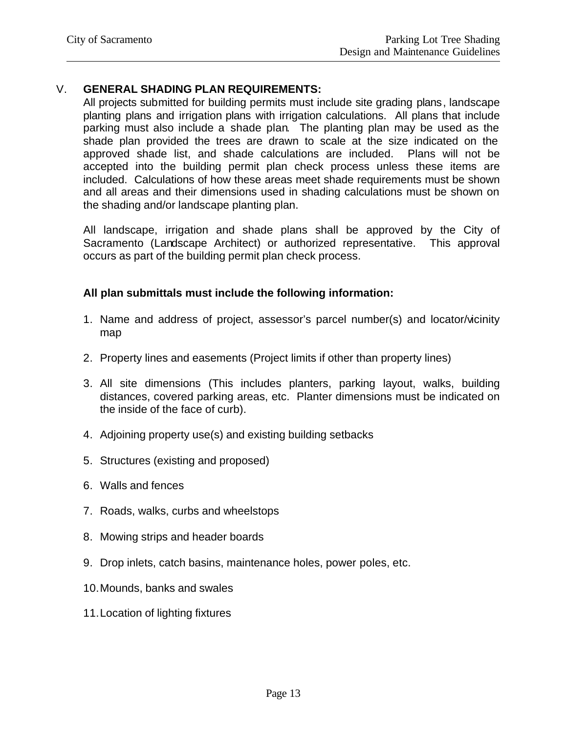## V. GENERAL SHADING PLAN REQUIREMENTS:

All projects submitted for building permits must include site grading plans, landscape planting plans and irrigation plans with irrigation calculations. All plans that include parking must also include a shade plan. The planting plan may be used as the shade plan provided the trees are drawn to scale at the size indicated on the approved shade list, and shade calculations are included. Plans will not be accepted into the building permit plan check process unless these items are included. Calculations of how these areas meet shade requirements must be shown and all areas and their dimensions used in shading calculations must be shown on the shading and/or landscape planting plan.

All landscape, irrigation and shade plans shall be approved by the City of Sacramento (Landscape Architect) or authorized representative. This approval occurs as part of the building permit plan check process.

**All plan submittals must include the following information:**

1. Name and address of project, assessor's parcel number(s) and locator/vicinity map
2. Property lines and easements (Project limits if other than property lines)
3. All site dimensions (This includes planters, parking layout, walks, building distances, covered parking areas, etc. Planter dimensions must be indicated on the inside of the face of curb).
4. Adjoining property use(s) and existing building setbacks
5. Structures (existing and proposed)
6. Walls and fences
7. Roads, walks, curbs and wheelstops
8. Mowing strips and header boards
9. Drop inlets, catch basins, maintenance holes, power poles, etc.
10. Mounds, banks and swales
11. Location of lighting fixtures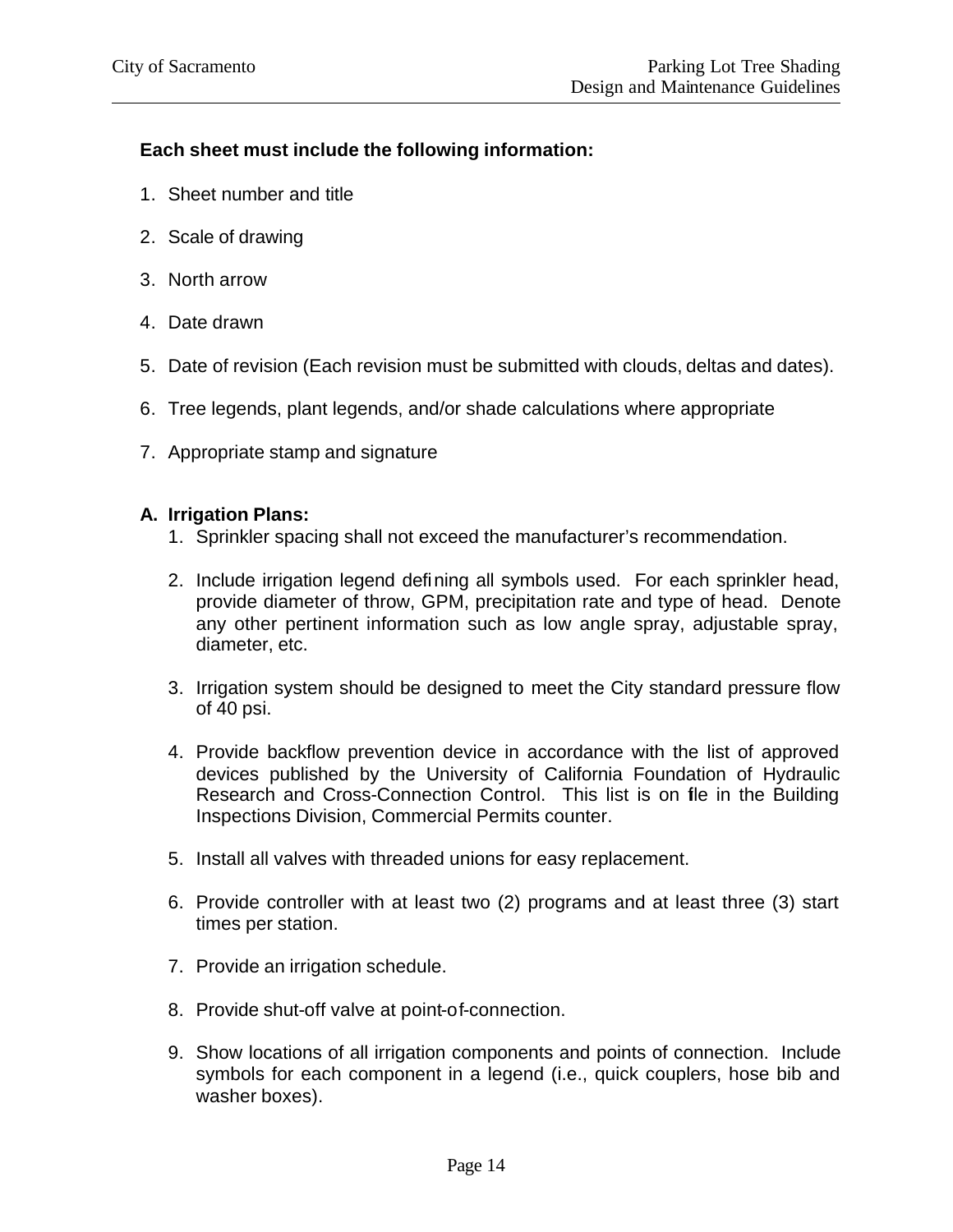**Each sheet must include the following information:**

1. Sheet number and title
2. Scale of drawing
3. North arrow
4. Date drawn
5. Date of revision (Each revision must be submitted with clouds, deltas and dates).
6. Tree legends, plant legends, and/or shade calculations where appropriate
7. Appropriate stamp and signature

**A. Irrigation Plans:**

1. Sprinkler spacing shall not exceed the manufacturer's recommendation.
2. Include irrigation legend defining all symbols used. For each sprinkler head, provide diameter of throw, GPM, precipitation rate and type of head. Denote any other pertinent information such as low angle spray, adjustable spray, diameter, etc.
3. Irrigation system should be designed to meet the City standard pressure flow of 40 psi.
4. Provide backflow prevention device in accordance with the list of approved devices published by the University of California Foundation of Hydraulic Research and Cross-Connection Control. This list is on file in the Building Inspections Division, Commercial Permits counter.
5. Install all valves with threaded unions for easy replacement.
6. Provide controller with at least two (2) programs and at least three (3) start times per station.
7. Provide an irrigation schedule.
8. Provide shut-off valve at point-of-connection.
9. Show locations of all irrigation components and points of connection. Include symbols for each component in a legend (i.e., quick couplers, hose bib and washer boxes).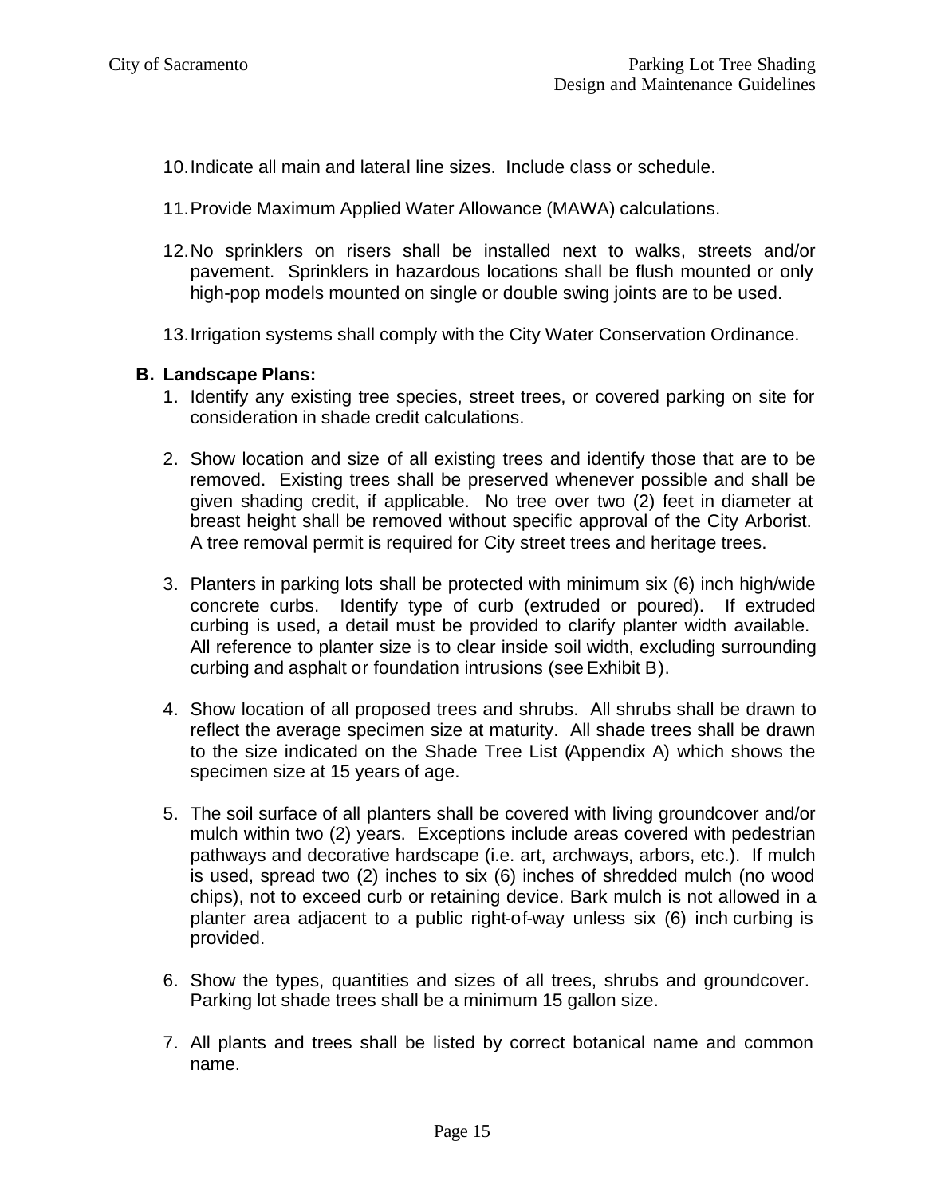10. Indicate all main and lateral line sizes. Include class or schedule.

11. Provide Maximum Applied Water Allowance (MAWA) calculations.

12. No sprinklers on risers shall be installed next to walks, streets and/or pavement. Sprinklers in hazardous locations shall be flush mounted or only high-pop models mounted on single or double swing joints are to be used.

13. Irrigation systems shall comply with the City Water Conservation Ordinance.

**B. Landscape Plans:**

1. Identify any existing tree species, street trees, or covered parking on site for consideration in shade credit calculations.

2. Show location and size of all existing trees and identify those that are to be removed. Existing trees shall be preserved whenever possible and shall be given shading credit, if applicable. No tree over two (2) feet in diameter at breast height shall be removed without specific approval of the City Arborist. A tree removal permit is required for City street trees and heritage trees.

3. Planters in parking lots shall be protected with minimum six (6) inch high/wide concrete curbs. Identify type of curb (extruded or poured). If extruded curbing is used, a detail must be provided to clarify planter width available. All reference to planter size is to clear inside soil width, excluding surrounding curbing and asphalt or foundation intrusions (see Exhibit B).

4. Show location of all proposed trees and shrubs. All shrubs shall be drawn to reflect the average specimen size at maturity. All shade trees shall be drawn to the size indicated on the Shade Tree List (Appendix A) which shows the specimen size at 15 years of age.

5. The soil surface of all planters shall be covered with living groundcover and/or mulch within two (2) years. Exceptions include areas covered with pedestrian pathways and decorative hardscape (i.e. art, archways, arbors, etc.). If mulch is used, spread two (2) inches to six (6) inches of shredded mulch (no wood chips), not to exceed curb or retaining device. Bark mulch is not allowed in a planter area adjacent to a public right-of-way unless six (6) inch curbing is provided.

6. Show the types, quantities and sizes of all trees, shrubs and groundcover. Parking lot shade trees shall be a minimum 15 gallon size.

7. All plants and trees shall be listed by correct botanical name and common name.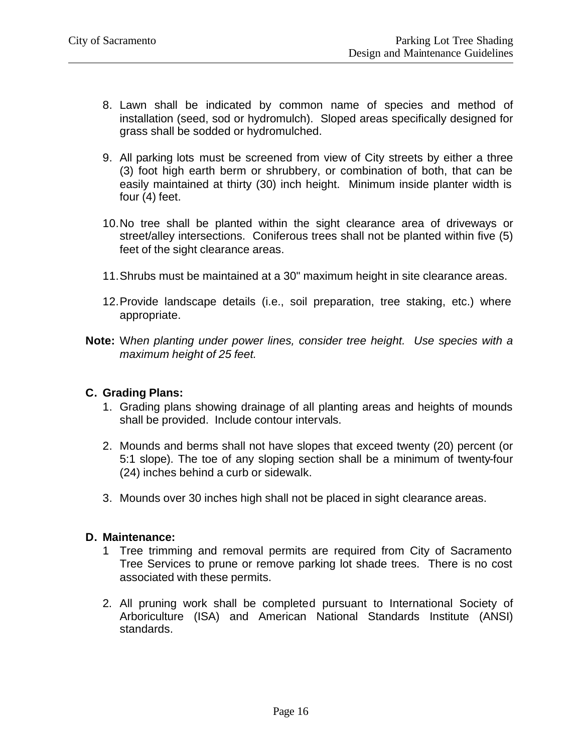8. Lawn shall be indicated by common name of species and method of installation (seed, sod or hydromulch). Sloped areas specifically designed for grass shall be sodded or hydromulched.

9. All parking lots must be screened from view of City streets by either a three (3) foot high earth berm or shrubbery, or combination of both, that can be easily maintained at thirty (30) inch height. Minimum inside planter width is four (4) feet.

10. No tree shall be planted within the sight clearance area of driveways or street/alley intersections. Coniferous trees shall not be planted within five (5) feet of the sight clearance areas.

11. Shrubs must be maintained at a 30" maximum height in site clearance areas.

12. Provide landscape details (i.e., soil preparation, tree staking, etc.) where appropriate.

**Note:** W*hen planting under power lines, consider tree height. Use species with a maximum height of 25 feet.*

### C. Grading Plans:

1. Grading plans showing drainage of all planting areas and heights of mounds shall be provided. Include contour intervals.

2. Mounds and berms shall not have slopes that exceed twenty (20) percent (or 5:1 slope). The toe of any sloping section shall be a minimum of twenty-four (24) inches behind a curb or sidewalk.

3. Mounds over 30 inches high shall not be placed in sight clearance areas.

### D. Maintenance:

1 Tree trimming and removal permits are required from City of Sacramento Tree Services to prune or remove parking lot shade trees. There is no cost associated with these permits.

2. All pruning work shall be completed pursuant to International Society of Arboriculture (ISA) and American National Standards Institute (ANSI) standards.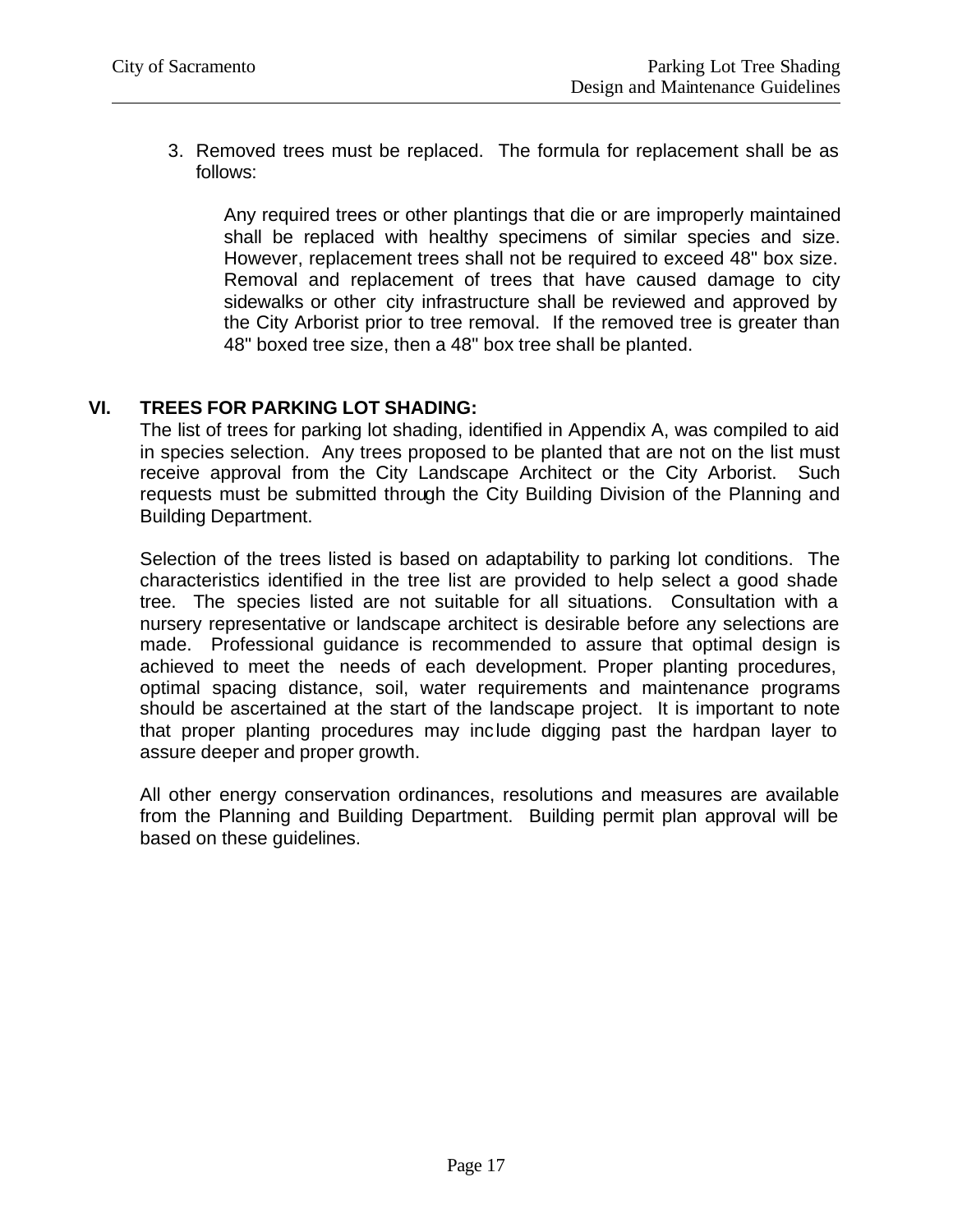3. Removed trees must be replaced. The formula for replacement shall be as follows:

    Any required trees or other plantings that die or are improperly maintained shall be replaced with healthy specimens of similar species and size. However, replacement trees shall not be required to exceed 48" box size. Removal and replacement of trees that have caused damage to city sidewalks or other city infrastructure shall be reviewed and approved by the City Arborist prior to tree removal. If the removed tree is greater than 48" boxed tree size, then a 48" box tree shall be planted.

## VI. TREES FOR PARKING LOT SHADING:

The list of trees for parking lot shading, identified in Appendix A, was compiled to aid in species selection. Any trees proposed to be planted that are not on the list must receive approval from the City Landscape Architect or the City Arborist. Such requests must be submitted through the City Building Division of the Planning and Building Department.

Selection of the trees listed is based on adaptability to parking lot conditions. The characteristics identified in the tree list are provided to help select a good shade tree. The species listed are not suitable for all situations. Consultation with a nursery representative or landscape architect is desirable before any selections are made. Professional guidance is recommended to assure that optimal design is achieved to meet the needs of each development. Proper planting procedures, optimal spacing distance, soil, water requirements and maintenance programs should be ascertained at the start of the landscape project. It is important to note that proper planting procedures may include digging past the hardpan layer to assure deeper and proper growth.

All other energy conservation ordinances, resolutions and measures are available from the Planning and Building Department. Building permit plan approval will be based on these guidelines.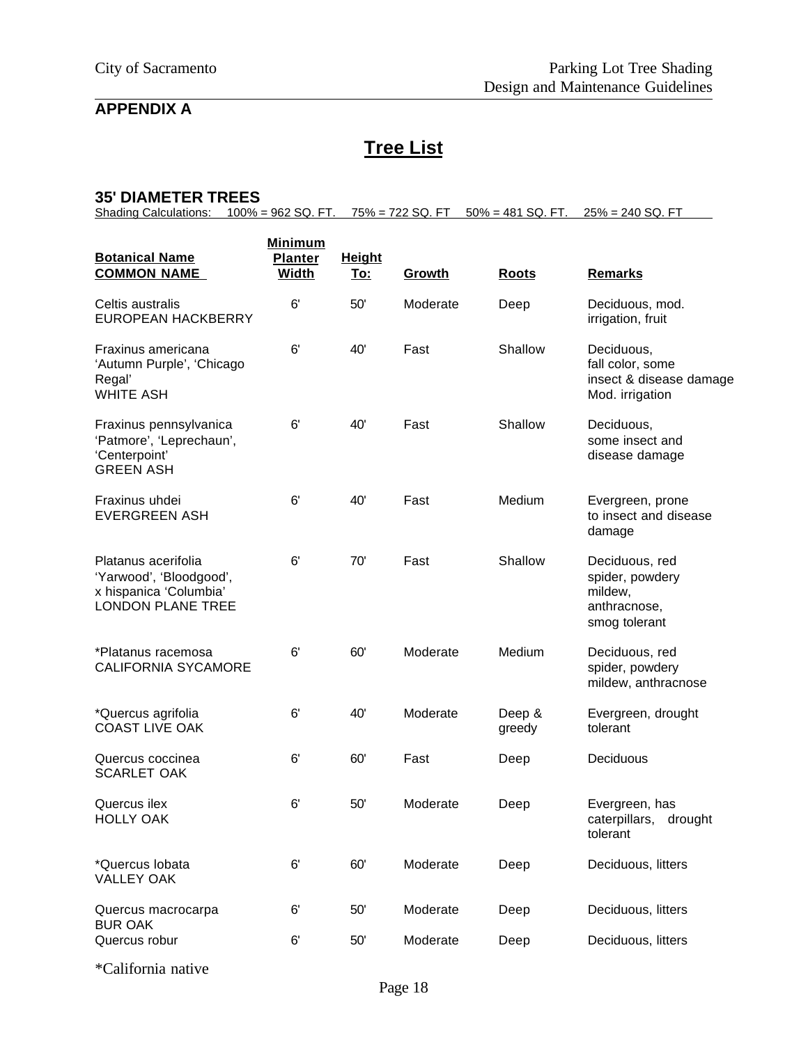## APPENDIX A

# Tree List

### 35' DIAMETER TREES

Shading Calculations: 100% = 962 SQ. FT. 75% = 722 SQ. FT 50% = 481 SQ. FT. 25% = 240 SQ. FT

| Botanical Name<br>COMMON NAME | Minimum Planter Width | Height To: | Growth | Roots | Remarks |
|---|---|---|---|---|---|
| Celtis australis<br>EUROPEAN HACKBERRY | 6' | 50' | Moderate | Deep | Deciduous, mod. irrigation, fruit |
| Fraxinus americana 'Autumn Purple', 'Chicago Regal'<br>WHITE ASH | 6' | 40' | Fast | Shallow | Deciduous, fall color, some insect & disease damage Mod. irrigation |
| Fraxinus pennsylvanica 'Patmore', 'Leprechaun', 'Centerpoint'<br>GREEN ASH | 6' | 40' | Fast | Shallow | Deciduous, some insect and disease damage |
| Fraxinus uhdei<br>EVERGREEN ASH | 6' | 40' | Fast | Medium | Evergreen, prone to insect and disease damage |
| Platanus acerifolia 'Yarwood', 'Bloodgood', x hispanica 'Columbia'<br>LONDON PLANE TREE | 6' | 70' | Fast | Shallow | Deciduous, red spider, powdery mildew, anthracnose, smog tolerant |
| *Platanus racemosa<br>CALIFORNIA SYCAMORE | 6' | 60' | Moderate | Medium | Deciduous, red spider, powdery mildew, anthracnose |
| *Quercus agrifolia<br>COAST LIVE OAK | 6' | 40' | Moderate | Deep & greedy | Evergreen, drought tolerant |
| Quercus coccinea<br>SCARLET OAK | 6' | 60' | Fast | Deep | Deciduous |
| Quercus ilex<br>HOLLY OAK | 6' | 50' | Moderate | Deep | Evergreen, has caterpillars, drought tolerant |
| *Quercus lobata<br>VALLEY OAK | 6' | 60' | Moderate | Deep | Deciduous, litters |
| Quercus macrocarpa<br>BUR OAK | 6' | 50' | Moderate | Deep | Deciduous, litters |
| Quercus robur | 6' | 50' | Moderate | Deep | Deciduous, litters |

*California native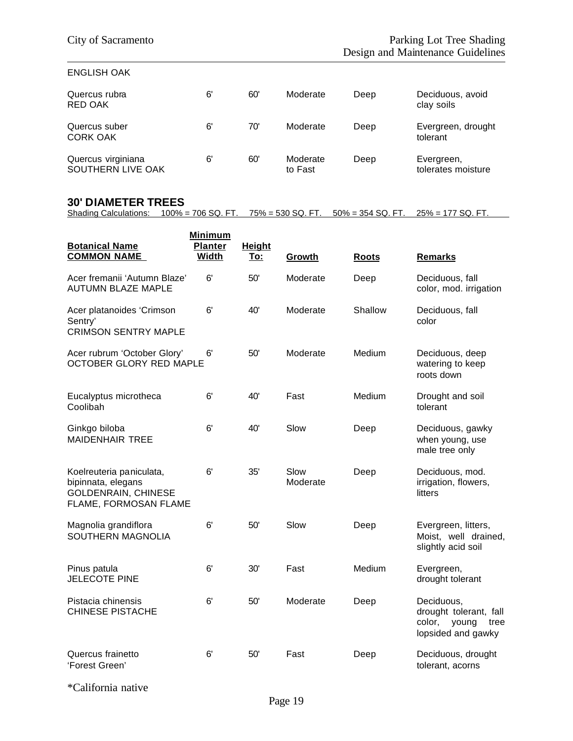| | | | | | |
|---|---|---|---|---|---|
| ENGLISH OAK | | | | | |
| Quercus rubra<br>RED OAK | 6' | 60' | Moderate | Deep | Deciduous, avoid clay soils |
| Quercus suber<br>CORK OAK | 6' | 70' | Moderate | Deep | Evergreen, drought tolerant |
| Quercus virginiana<br>SOUTHERN LIVE OAK | 6' | 60' | Moderate to Fast | Deep | Evergreen, tolerates moisture |

## 30' DIAMETER TREES

Shading Calculations: 100% = 706 SQ. FT. 75% = 530 SQ. FT. 50% = 354 SQ. FT. 25% = 177 SQ. FT.

| Botanical Name<br>COMMON NAME | Minimum Planter Width | Height To: | Growth | Roots | Remarks |
|---|---|---|---|---|---|
| Acer fremanii 'Autumn Blaze'<br>AUTUMN BLAZE MAPLE | 6' | 50' | Moderate | Deep | Deciduous, fall color, mod. irrigation |
| Acer platanoides 'Crimson Sentry'<br>CRIMSON SENTRY MAPLE | 6' | 40' | Moderate | Shallow | Deciduous, fall color |
| Acer rubrum 'October Glory'<br>OCTOBER GLORY RED MAPLE | 6' | 50' | Moderate | Medium | Deciduous, deep watering to keep roots down |
| Eucalyptus microtheca<br>Coolibah | 6' | 40' | Fast | Medium | Drought and soil tolerant |
| Ginkgo biloba<br>MAIDENHAIR TREE | 6' | 40' | Slow | Deep | Deciduous, gawky when young, use male tree only |
| Koelreuteria paniculata, bipinnata, elegans<br>GOLDENRAIN, CHINESE FLAME, FORMOSAN FLAME | 6' | 35' | Slow Moderate | Deep | Deciduous, mod. irrigation, flowers, litters |
| Magnolia grandiflora<br>SOUTHERN MAGNOLIA | 6' | 50' | Slow | Deep | Evergreen, litters, Moist, well drained, slightly acid soil |
| Pinus patula<br>JELECOTE PINE | 6' | 30' | Fast | Medium | Evergreen, drought tolerant |
| Pistacia chinensis<br>CHINESE PISTACHE | 6' | 50' | Moderate | Deep | Deciduous, drought tolerant, fall color, young tree lopsided and gawky |
| Quercus frainetto<br>'Forest Green' | 6' | 50' | Fast | Deep | Deciduous, drought tolerant, acorns |

*California native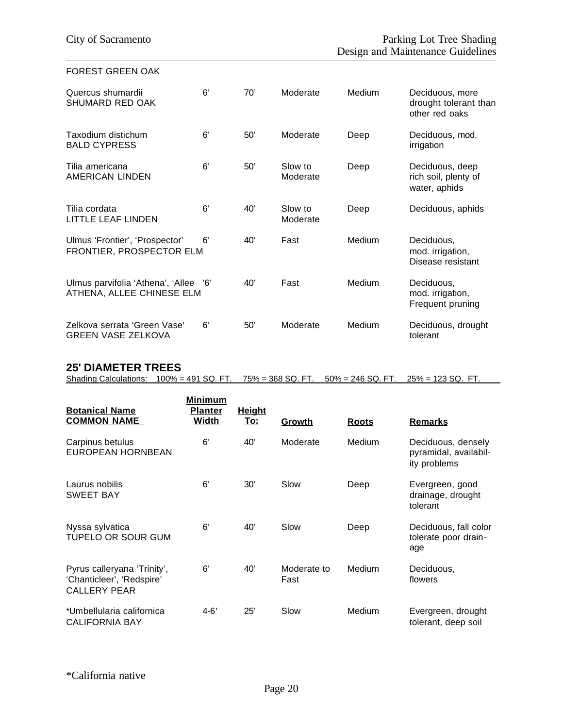| | | | | | |
|---|---|---|---|---|---|
| FOREST GREEN OAK | | | | | |
| Quercus shumardii<br>SHUMARD RED OAK | 6' | 70' | Moderate | Medium | Deciduous, more drought tolerant than other red oaks |
| Taxodium distichum<br>BALD CYPRESS | 6' | 50' | Moderate | Deep | Deciduous, mod. irrigation |
| Tilia americana<br>AMERICAN LINDEN | 6' | 50' | Slow to Moderate | Deep | Deciduous, deep rich soil, plenty of water, aphids |
| Tilia cordata<br>LITTLE LEAF LINDEN | 6' | 40' | Slow to Moderate | Deep | Deciduous, aphids |
| Ulmus 'Frontier', 'Prospector'<br>FRONTIER, PROSPECTOR ELM | 6' | 40' | Fast | Medium | Deciduous, mod. irrigation, Disease resistant |
| Ulmus parvifolia 'Athena', 'Allee<br>ATHENA, ALLEE CHINESE ELM | '6' | 40' | Fast | Medium | Deciduous, mod. irrigation, Frequent pruning |
| Zelkova serrata 'Green Vase'<br>GREEN VASE ZELKOVA | 6' | 50' | Moderate | Medium | Deciduous, drought tolerant |

## 25' DIAMETER TREES

Shading Calculations: 100% = 491 SQ. FT. 75% = 368 SQ. FT. 50% = 246 SQ. FT. 25% = 123 SQ. FT.

| Botanical Name<br>COMMON NAME | Minimum Planter Width | Height To: | Growth | Roots | Remarks |
|---|---|---|---|---|---|
| Carpinus betulus<br>EUROPEAN HORNBEAN | 6' | 40' | Moderate | Medium | Deciduous, densely pyramidal, availability problems |
| Laurus nobilis<br>SWEET BAY | 6' | 30' | Slow | Deep | Evergreen, good drainage, drought tolerant |
| Nyssa sylvatica<br>TUPELO OR SOUR GUM | 6' | 40' | Slow | Deep | Deciduous, fall color tolerate poor drainage |
| Pyrus calleryana 'Trinity', 'Chanticleer', 'Redspire'<br>CALLERY PEAR | 6' | 40' | Moderate to Fast | Medium | Deciduous, flowers |
| *Umbellularia californica<br>CALIFORNIA BAY | 4-6' | 25' | Slow | Medium | Evergreen, drought tolerant, deep soil |

*California native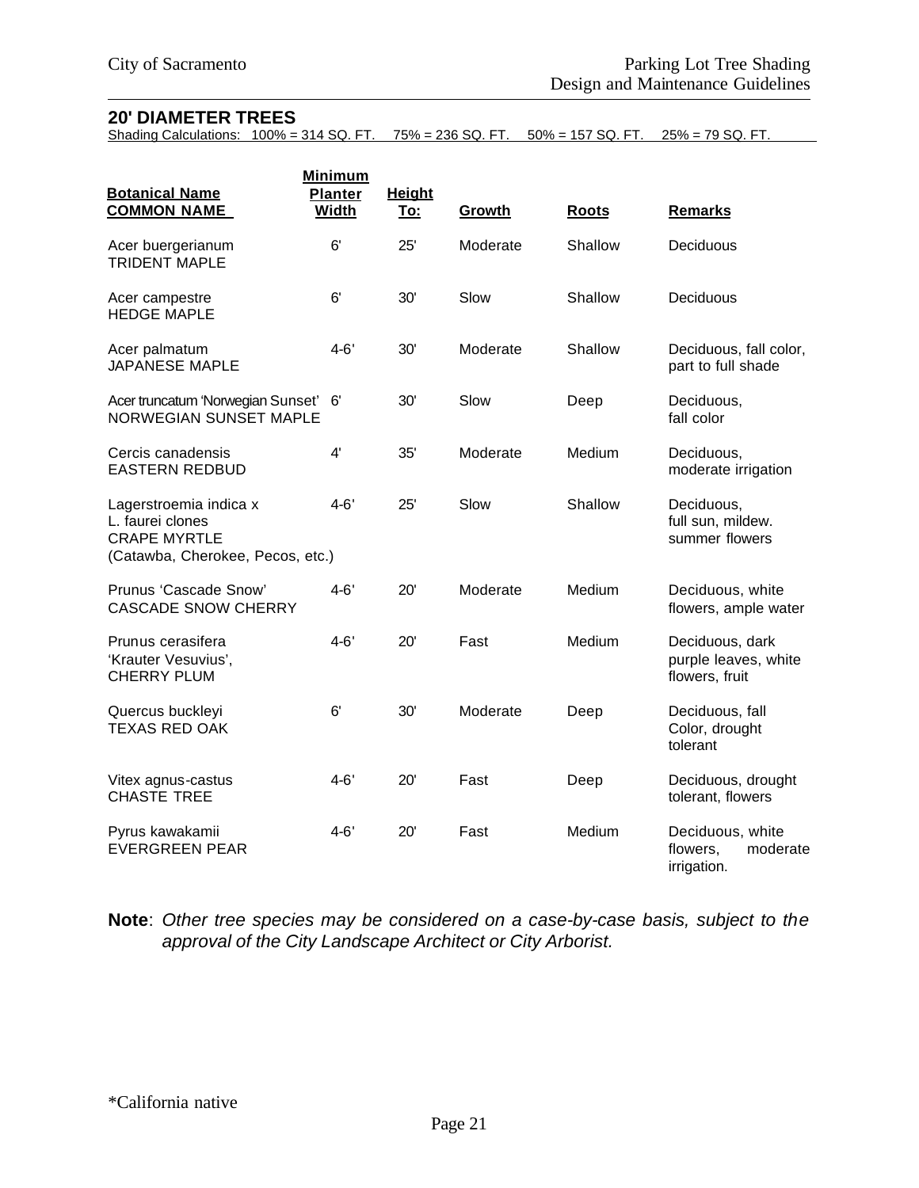## 20' DIAMETER TREES

Shading Calculations: 100% = 314 SQ. FT. 75% = 236 SQ. FT. 50% = 157 SQ. FT. 25% = 79 SQ. FT.

| **Botanical Name** **COMMON NAME** | **Minimum Planter Width** | **Height To:** | **Growth** | **Roots** | **Remarks** |
|---|---|---|---|---|---|
| Acer buergerianum TRIDENT MAPLE | 6' | 25' | Moderate | Shallow | Deciduous |
| Acer campestre HEDGE MAPLE | 6' | 30' | Slow | Shallow | Deciduous |
| Acer palmatum JAPANESE MAPLE | 4-6' | 30' | Moderate | Shallow | Deciduous, fall color, part to full shade |
| Acer truncatum 'Norwegian Sunset' NORWEGIAN SUNSET MAPLE | 6' | 30' | Slow | Deep | Deciduous, fall color |
| Cercis canadensis EASTERN REDBUD | 4' | 35' | Moderate | Medium | Deciduous, moderate irrigation |
| Lagerstroemia indica x L. faurei clones CRAPE MYRTLE (Catawba, Cherokee, Pecos, etc.) | 4-6' | 25' | Slow | Shallow | Deciduous, full sun, mildew. summer flowers |
| Prunus 'Cascade Snow' CASCADE SNOW CHERRY | 4-6' | 20' | Moderate | Medium | Deciduous, white flowers, ample water |
| Prunus cerasifera 'Krauter Vesuvius', CHERRY PLUM | 4-6' | 20' | Fast | Medium | Deciduous, dark purple leaves, white flowers, fruit |
| Quercus buckleyi TEXAS RED OAK | 6' | 30' | Moderate | Deep | Deciduous, fall Color, drought tolerant |
| Vitex agnus-castus CHASTE TREE | 4-6' | 20' | Fast | Deep | Deciduous, drought tolerant, flowers |
| Pyrus kawakamii EVERGREEN PEAR | 4-6' | 20' | Fast | Medium | Deciduous, white flowers, moderate irrigation. |

**Note**: *Other tree species may be considered on a case-by-case basis, subject to the approval of the City Landscape Architect or City Arborist.*

*California native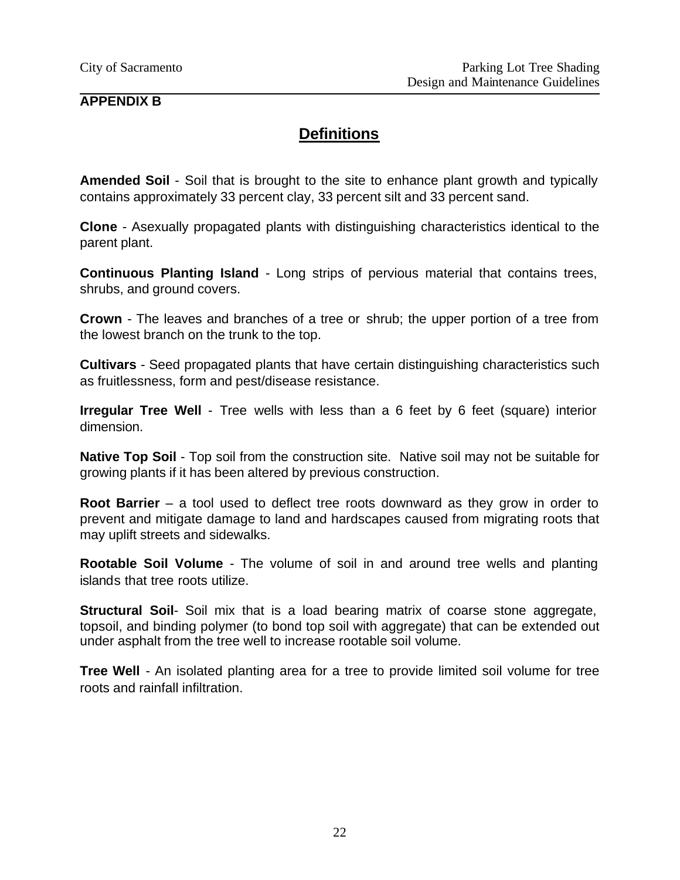## APPENDIX B

# Definitions

**Amended Soil** - Soil that is brought to the site to enhance plant growth and typically contains approximately 33 percent clay, 33 percent silt and 33 percent sand.

**Clone** - Asexually propagated plants with distinguishing characteristics identical to the parent plant.

**Continuous Planting Island** - Long strips of pervious material that contains trees, shrubs, and ground covers.

**Crown** - The leaves and branches of a tree or shrub; the upper portion of a tree from the lowest branch on the trunk to the top.

**Cultivars** - Seed propagated plants that have certain distinguishing characteristics such as fruitlessness, form and pest/disease resistance.

**Irregular Tree Well** - Tree wells with less than a 6 feet by 6 feet (square) interior dimension.

**Native Top Soil** - Top soil from the construction site. Native soil may not be suitable for growing plants if it has been altered by previous construction.

**Root Barrier** – a tool used to deflect tree roots downward as they grow in order to prevent and mitigate damage to land and hardscapes caused from migrating roots that may uplift streets and sidewalks.

**Rootable Soil Volume** - The volume of soil in and around tree wells and planting islands that tree roots utilize.

**Structural Soil**- Soil mix that is a load bearing matrix of coarse stone aggregate, topsoil, and binding polymer (to bond top soil with aggregate) that can be extended out under asphalt from the tree well to increase rootable soil volume.

**Tree Well** - An isolated planting area for a tree to provide limited soil volume for tree roots and rainfall infiltration.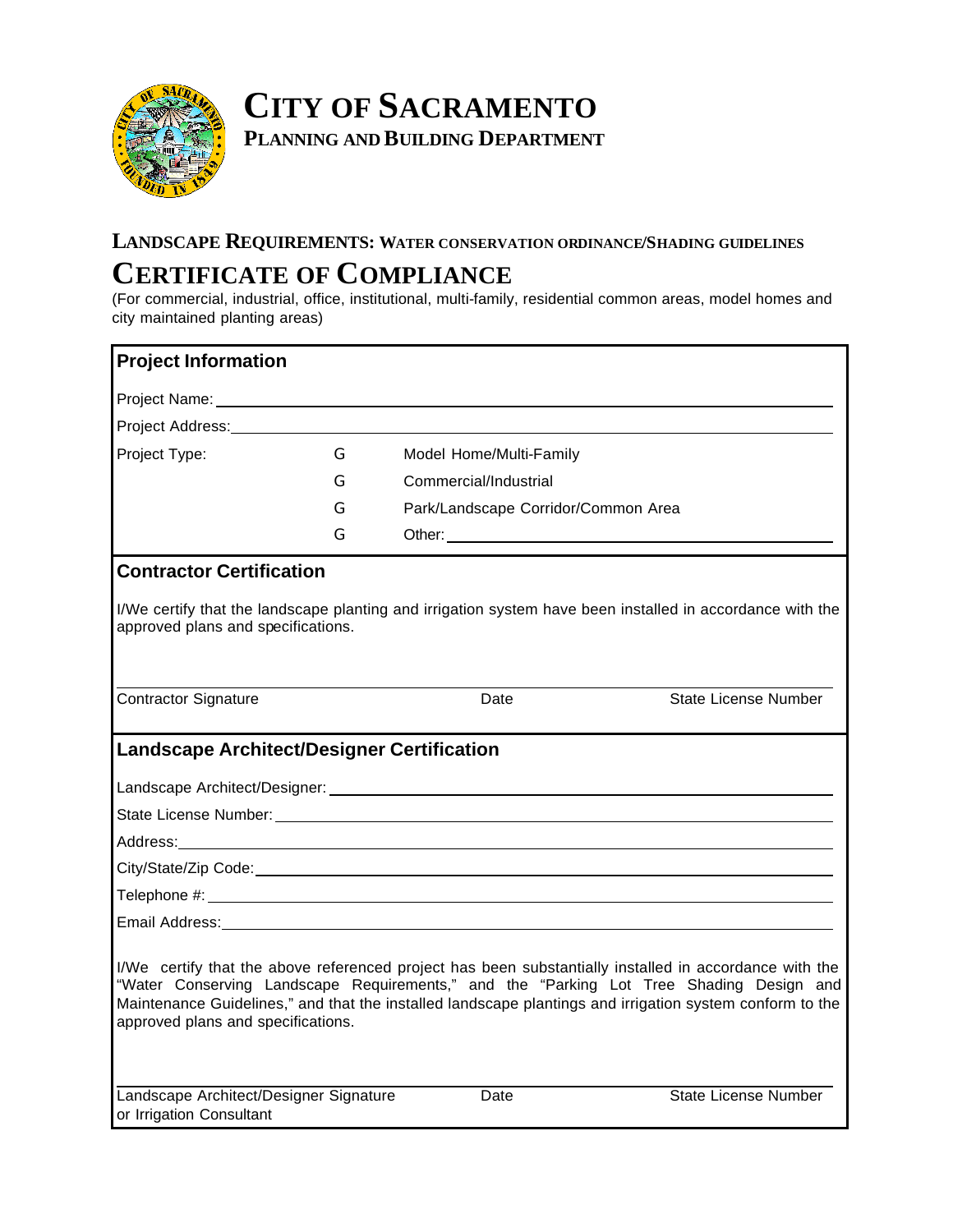# CITY OF SACRAMENTO

**PLANNING AND BUILDING DEPARTMENT**

## LANDSCAPE REQUIREMENTS: WATER CONSERVATION ORDINANCE/SHADING GUIDELINES

# CERTIFICATE OF COMPLIANCE

(For commercial, industrial, office, institutional, multi-family, residential common areas, model homes and city maintained planting areas)

### Project Information

Project Name: \_\_\_\_\_\_\_\_\_\_\_\_\_\_\_\_\_\_\_\_\_\_\_\_\_\_\_\_\_\_\_\_\_\_\_\_\_\_\_\_

Project Address: \_\_\_\_\_\_\_\_\_\_\_\_\_\_\_\_\_\_\_\_\_\_\_\_\_\_\_\_\_\_\_\_\_\_\_\_\_\_\_\_

Project Type:

- G Model Home/Multi-Family
- G Commercial/Industrial
- G Park/Landscape Corridor/Common Area
- G Other: \_\_\_\_\_\_\_\_\_\_\_\_\_\_\_\_\_\_\_\_\_\_\_\_\_\_\_\_

### Contractor Certification

I/We certify that the landscape planting and irrigation system have been installed in accordance with the approved plans and specifications.

\_\_\_\_\_\_\_\_\_\_\_\_\_\_\_\_\_\_\_\_\_\_\_\_\_\_\_\_\_\_\_\_\_\_\_\_\_\_\_\_\_\_\_\_\_\_\_\_\_\_\_\_

Contractor Signature | Date | State License Number

### Landscape Architect/Designer Certification

Landscape Architect/Designer: \_\_\_\_\_\_\_\_\_\_\_\_\_\_\_\_\_\_\_\_\_\_\_\_\_\_\_\_\_\_\_\_\_\_\_\_\_\_\_\_

State License Number: \_\_\_\_\_\_\_\_\_\_\_\_\_\_\_\_\_\_\_\_\_\_\_\_\_\_\_\_\_\_\_\_\_\_\_\_\_\_\_\_

Address: \_\_\_\_\_\_\_\_\_\_\_\_\_\_\_\_\_\_\_\_\_\_\_\_\_\_\_\_\_\_\_\_\_\_\_\_\_\_\_\_

City/State/Zip Code: \_\_\_\_\_\_\_\_\_\_\_\_\_\_\_\_\_\_\_\_\_\_\_\_\_\_\_\_\_\_\_\_\_\_\_\_\_\_\_\_

Telephone #: \_\_\_\_\_\_\_\_\_\_\_\_\_\_\_\_\_\_\_\_\_\_\_\_\_\_\_\_\_\_\_\_\_\_\_\_\_\_\_\_

Email Address: \_\_\_\_\_\_\_\_\_\_\_\_\_\_\_\_\_\_\_\_\_\_\_\_\_\_\_\_\_\_\_\_\_\_\_\_\_\_\_\_

I/We certify that the above referenced project has been substantially installed in accordance with the "Water Conserving Landscape Requirements," and the "Parking Lot Tree Shading Design and Maintenance Guidelines," and that the installed landscape plantings and irrigation system conform to the approved plans and specifications.

\_\_\_\_\_\_\_\_\_\_\_\_\_\_\_\_\_\_\_\_\_\_\_\_\_\_\_\_\_\_\_\_\_\_\_\_\_\_\_\_\_\_\_\_\_\_\_\_\_\_\_\_

Landscape Architect/Designer Signature or Irrigation Consultant | Date | State License Number